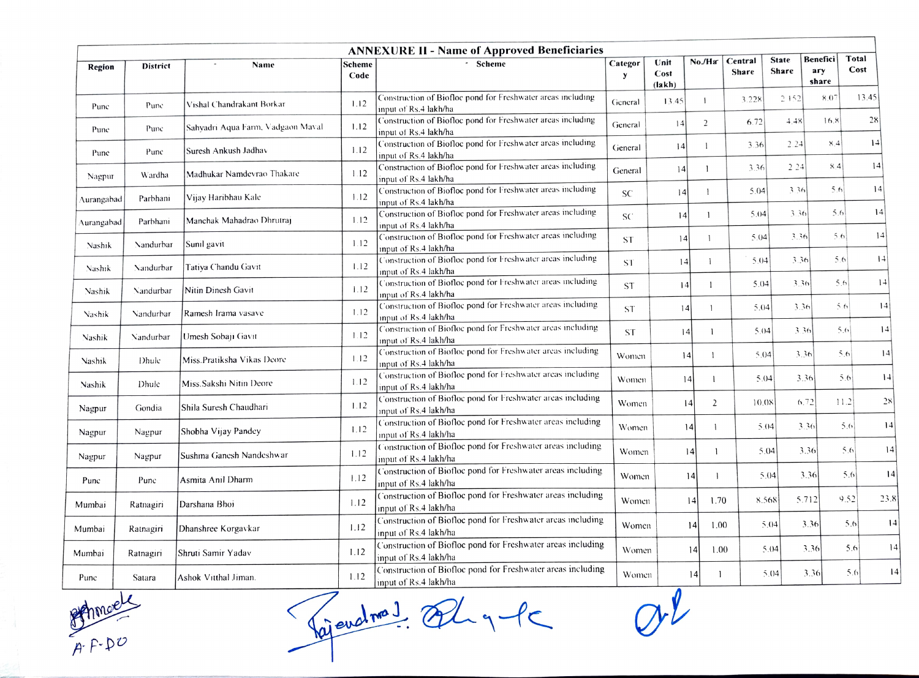## ANNEXURE II - Name of Approved Beneficiaries

| Region | District | Name | Scheme Code | Scheme | Category | Unit Cost (lakh) | No./Ha | Central Share | State Share | Beneficiary share | Total Cost |
|---|---|---|---|---|---|---|---|---|---|---|---|
| Pune | Pune | Vishal Chandrakant Borkar | 1.12 | Construction of Biofloc pond for Freshwater areas including input of Rs.4 lakh/ha | General | 13.45 | 1 | 3.228 | 2.152 | 8.07 | 13.45 |
| Pune | Pune | Sahyadri Aqua Farm, Vadgaon Maval | 1.12 | Construction of Biofloc pond for Freshwater areas including input of Rs.4 lakh/ha | General | 14 | 2 | 6.72 | 4.48 | 16.8 | 28 |
| Pune | Pune | Suresh Ankush Jadhav | 1.12 | Construction of Biofloc pond for Freshwater areas including input of Rs.4 lakh/ha | General | 14 | 1 | 3.36 | 2.24 | 8.4 | 14 |
| Nagpur | Wardha | Madhukar Namdevrao Thakare | 1.12 | Construction of Biofloc pond for Freshwater areas including input of Rs.4 lakh/ha | General | 14 | 1 | 3.36 | 2.24 | 8.4 | 14 |
| Aurangabad | Parbhani | Vijay Haribhau Kale | 1.12 | Construction of Biofloc pond for Freshwater areas including input of Rs.4 lakh/ha | SC | 14 | 1 | 5.04 | 3.36 | 5.6 | 14 |
| Aurangabad | Parbhani | Manchak Mahadrao Dhrutraj | 1.12 | Construction of Biofloc pond for Freshwater areas including input of Rs.4 lakh/ha | SC | 14 | 1 | 5.04 | 3.36 | 5.6 | 14 |
| Nashik | Nandurbar | Sunil gavit | 1.12 | Construction of Biofloc pond for Freshwater areas including input of Rs.4 lakh/ha | ST | 14 | 1 | 5.04 | 3.36 | 5.6 | 14 |
| Nashik | Nandurbar | Tatiya Chandu Gavit | 1.12 | Construction of Biofloc pond for Freshwater areas including input of Rs.4 lakh/ha | ST | 14 | 1 | 5.04 | 3.36 | 5.6 | 14 |
| Nashik | Nandurbar | Nitin Dinesh Gavit | 1.12 | Construction of Biofloc pond for Freshwater areas including input of Rs.4 lakh/ha | ST | 14 | 1 | 5.04 | 3.36 | 5.6 | 14 |
| Nashik | Nandurbar | Ramesh Irama vasave | 1.12 | Construction of Biofloc pond for Freshwater areas including input of Rs.4 lakh/ha | ST | 14 | 1 | 5.04 | 3.36 | 5.6 | 14 |
| Nashik | Nandurbar | Umesh Sobaji Gavit | 1.12 | Construction of Biofloc pond for Freshwater areas including input of Rs.4 lakh/ha | ST | 14 | 1 | 5.04 | 3.36 | 5.6 | 14 |
| Nashik | Dhule | Miss.Pratiksha Vikas Deore | 1.12 | Construction of Biofloc pond for Freshwater areas including input of Rs.4 lakh/ha | Women | 14 | 1 | 5.04 | 3.36 | 5.6 | 14 |
| Nashik | Dhule | Miss.Sakshi Nitin Deore | 1.12 | Construction of Biofloc pond for Freshwater areas including input of Rs.4 lakh/ha | Women | 14 | 1 | 5.04 | 3.36 | 5.6 | 14 |
| Nagpur | Gondia | Shila Suresh Chaudhari | 1.12 | Construction of Biofloc pond for Freshwater areas including input of Rs.4 lakh/ha | Women | 14 | 2 | 10.08 | 6.72 | 11.2 | 28 |
| Nagpur | Nagpur | Shobha Vijay Pandey | 1.12 | Construction of Biofloc pond for Freshwater areas including input of Rs.4 lakh/ha | Women | 14 | 1 | 5.04 | 3.36 | 5.6 | 14 |
| Nagpur | Nagpur | Sushma Ganesh Nandeshwar | 1.12 | Construction of Biofloc pond for Freshwater areas including input of Rs.4 lakh/ha | Women | 14 | 1 | 5.04 | 3.36 | 5.6 | 14 |
| Pune | Pune | Asmita Anil Dharm | 1.12 | Construction of Biofloc pond for Freshwater areas including input of Rs.4 lakh/ha | Women | 14 | 1 | 5.04 | 3.36 | 5.6 | 14 |
| Mumbai | Ratnagiri | Darshana Bhoi | 1.12 | Construction of Biofloc pond for Freshwater areas including input of Rs.4 lakh/ha | Women | 14 | 1.70 | 8.568 | 5.712 | 9.52 | 23.8 |
| Mumbai | Ratnagiri | Dhanshree Korgavkar | 1.12 | Construction of Biofloc pond for Freshwater areas including input of Rs.4 lakh/ha | Women | 14 | 1.00 | 5.04 | 3.36 | 5.6 | 14 |
| Mumbai | Ratnagiri | Shruti Samir Yadav | 1.12 | Construction of Biofloc pond for Freshwater areas including input of Rs.4 lakh/ha | Women | 14 | 1.00 | 5.04 | 3.36 | 5.6 | 14 |
| Pune | Satara | Ashok Vitthal Jiman. | 1.12 | Construction of Biofloc pond for Freshwater areas including input of Rs.4 lakh/ha | Women | 14 | 1 | 5.04 | 3.36 | 5.6 | 14 |

A.F.DO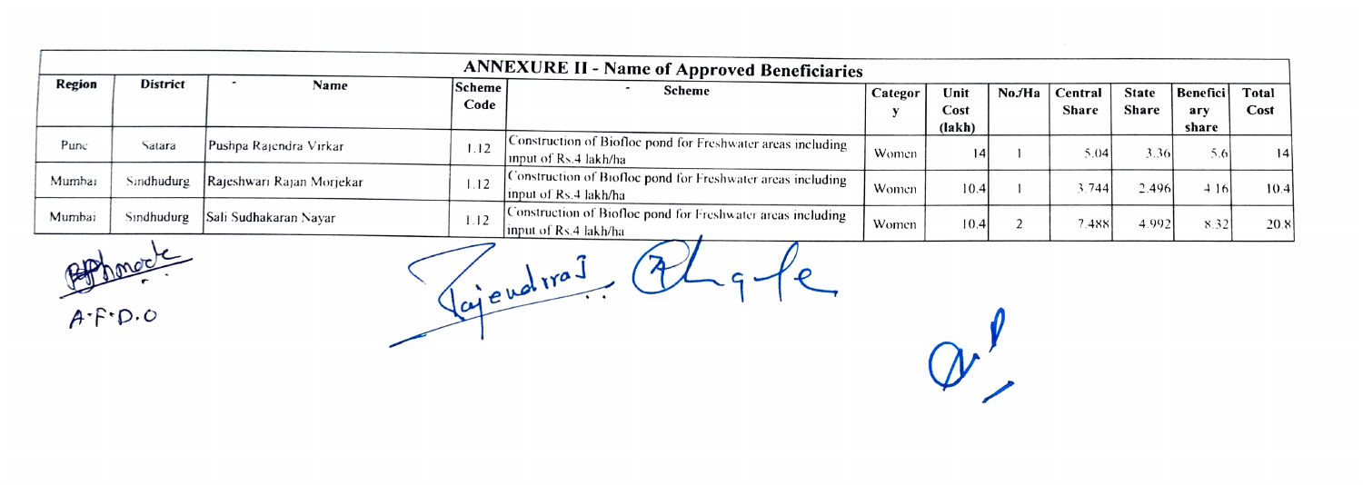## ANNEXURE II - Name of Approved Beneficiaries

| Region | District | Name | Scheme Code | Scheme | Category | Unit Cost (lakh) | No./Ha | Central Share | State Share | Beneficiary share | Total Cost |
|---|---|---|---|---|---|---|---|---|---|---|---|
| Pune | Satara | Pushpa Rajendra Virkar | 1.12 | Construction of Biofloc pond for Freshwater areas including input of Rs.4 lakh/ha | Women | 14 | 1 | 5.04 | 3.36 | 5.6 | 14 |
| Mumbai | Sindhudurg | Rajeshwari Rajan Morjekar | 1.12 | Construction of Biofloc pond for Freshwater areas including input of Rs.4 lakh/ha | Women | 10.4 | 1 | 3.744 | 2.496 | 4.16 | 10.4 |
| Mumbai | Sindhudurg | Sali Sudhakaran Nayar | 1.12 | Construction of Biofloc pond for Freshwater areas including input of Rs.4 lakh/ha | Women | 10.4 | 2 | 7.488 | 4.992 | 8.32 | 20.8 |

A.F.D.O

Rajendraraj